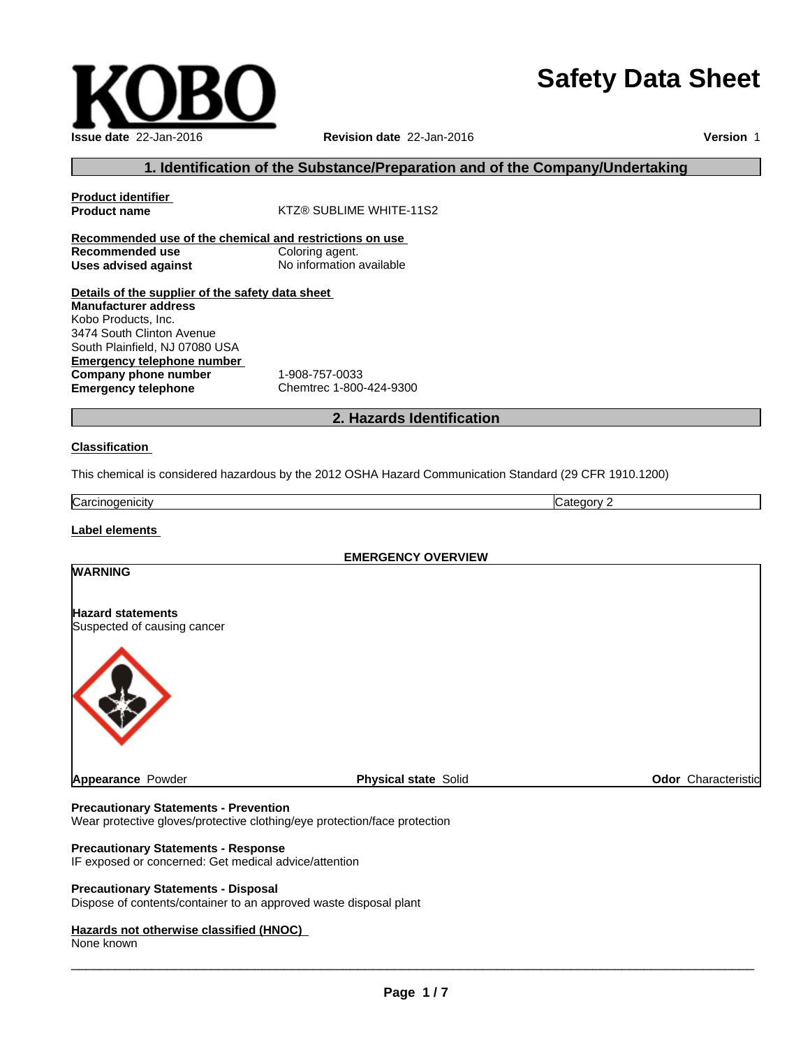KOBO

# Safety Data Sheet

**Issue date** 22-Jan-2016 **Revision date** 22-Jan-2016 **Version** 1

## 1. Identification of the Substance/Preparation and of the Company/Undertaking

**Product identifier**

**Product name** KTZ® SUBLIME WHITE-11S2

**Recommended use of the chemical and restrictions on use**

**Recommended use** Coloring agent.

**Uses advised against** No information available

**Details of the supplier of the safety data sheet**

**Manufacturer address**

Kobo Products, Inc.
3474 South Clinton Avenue
South Plainfield, NJ 07080 USA

**Emergency telephone number**

**Company phone number** 1-908-757-0033

**Emergency telephone** Chemtrec 1-800-424-9300

## 2. Hazards Identification

**Classification**

This chemical is considered hazardous by the 2012 OSHA Hazard Communication Standard (29 CFR 1910.1200)

| Carcinogenicity | Category 2 |
|---|---|

**Label elements**

**EMERGENCY OVERVIEW**

**WARNING**

**Hazard statements**

Suspected of causing cancer

**Appearance** Powder **Physical state** Solid **Odor** Characteristic

**Precautionary Statements - Prevention**

Wear protective gloves/protective clothing/eye protection/face protection

**Precautionary Statements - Response**

IF exposed or concerned: Get medical advice/attention

**Precautionary Statements - Disposal**

Dispose of contents/container to an approved waste disposal plant

**Hazards not otherwise classified (HNOC)**

None known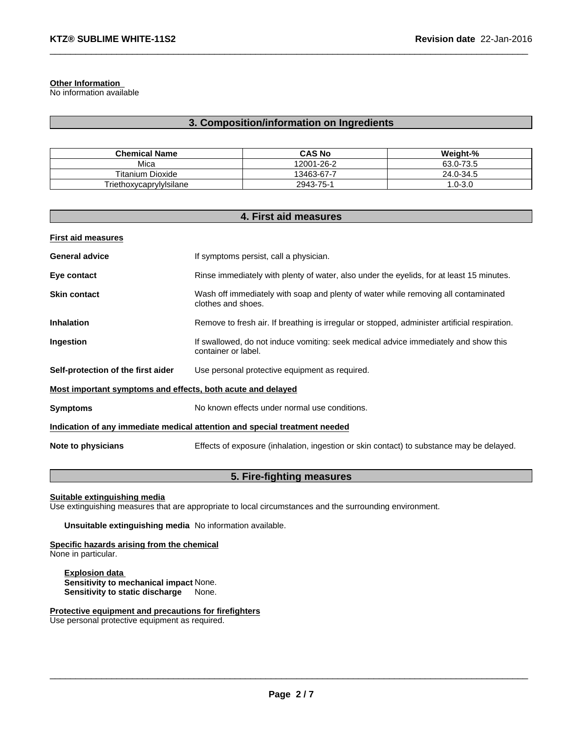**Other Information**
No information available

## 3. Composition/information on Ingredients

| Chemical Name | CAS No | Weight-% |
|---|---|---|
| Mica | 12001-26-2 | 63.0-73.5 |
| Titanium Dioxide | 13463-67-7 | 24.0-34.5 |
| Triethoxycaprylylsilane | 2943-75-1 | 1.0-3.0 |

## 4. First aid measures

**First aid measures**

**General advice** If symptoms persist, call a physician.

**Eye contact** Rinse immediately with plenty of water, also under the eyelids, for at least 15 minutes.

**Skin contact** Wash off immediately with soap and plenty of water while removing all contaminated clothes and shoes.

**Inhalation** Remove to fresh air. If breathing is irregular or stopped, administer artificial respiration.

**Ingestion** If swallowed, do not induce vomiting: seek medical advice immediately and show this container or label.

**Self-protection of the first aider** Use personal protective equipment as required.

**Most important symptoms and effects, both acute and delayed**

**Symptoms** No known effects under normal use conditions.

**Indication of any immediate medical attention and special treatment needed**

**Note to physicians** Effects of exposure (inhalation, ingestion or skin contact) to substance may be delayed.

## 5. Fire-fighting measures

**Suitable extinguishing media**
Use extinguishing measures that are appropriate to local circumstances and the surrounding environment.

**Unsuitable extinguishing media** No information available.

**Specific hazards arising from the chemical**
None in particular.

**Explosion data**
**Sensitivity to mechanical impact** None.
**Sensitivity to static discharge** None.

**Protective equipment and precautions for firefighters**
Use personal protective equipment as required.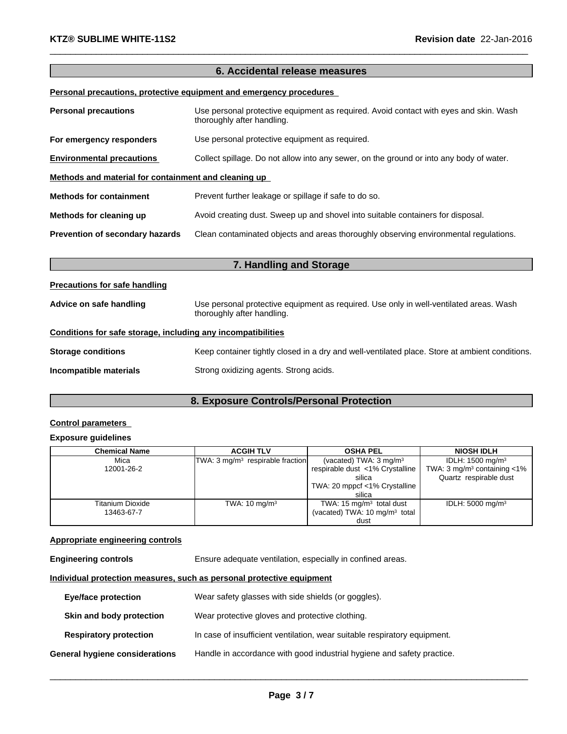## 6. Accidental release measures

**Personal precautions, protective equipment and emergency procedures**

**Personal precautions** Use personal protective equipment as required. Avoid contact with eyes and skin. Wash thoroughly after handling.

**For emergency responders** Use personal protective equipment as required.

**Environmental precautions** Collect spillage. Do not allow into any sewer, on the ground or into any body of water.

**Methods and material for containment and cleaning up**

**Methods for containment** Prevent further leakage or spillage if safe to do so.

**Methods for cleaning up** Avoid creating dust. Sweep up and shovel into suitable containers for disposal.

**Prevention of secondary hazards** Clean contaminated objects and areas thoroughly observing environmental regulations.

## 7. Handling and Storage

**Precautions for safe handling**

**Advice on safe handling** Use personal protective equipment as required. Use only in well-ventilated areas. Wash thoroughly after handling.

**Conditions for safe storage, including any incompatibilities**

**Storage conditions** Keep container tightly closed in a dry and well-ventilated place. Store at ambient conditions.

**Incompatible materials** Strong oxidizing agents. Strong acids.

## 8. Exposure Controls/Personal Protection

**Control parameters**

**Exposure guidelines**

| Chemical Name | ACGIH TLV | OSHA PEL | NIOSH IDLH |
|---|---|---|---|
| Mica<br>12001-26-2 | TWA: 3 mg/m³ respirable fraction | (vacated) TWA: 3 mg/m³ respirable dust <1% Crystalline silica<br>TWA: 20 mppcf <1% Crystalline silica | IDLH: 1500 mg/m³<br>TWA: 3 mg/m³ containing <1% Quartz respirable dust |
| Titanium Dioxide<br>13463-67-7 | TWA: 10 mg/m³ | TWA: 15 mg/m³ total dust<br>(vacated) TWA: 10 mg/m³ total dust | IDLH: 5000 mg/m³ |

**Appropriate engineering controls**

**Engineering controls** Ensure adequate ventilation, especially in confined areas.

**Individual protection measures, such as personal protective equipment**

**Eye/face protection** Wear safety glasses with side shields (or goggles).

**Skin and body protection** Wear protective gloves and protective clothing.

**Respiratory protection** In case of insufficient ventilation, wear suitable respiratory equipment.

**General hygiene considerations** Handle in accordance with good industrial hygiene and safety practice.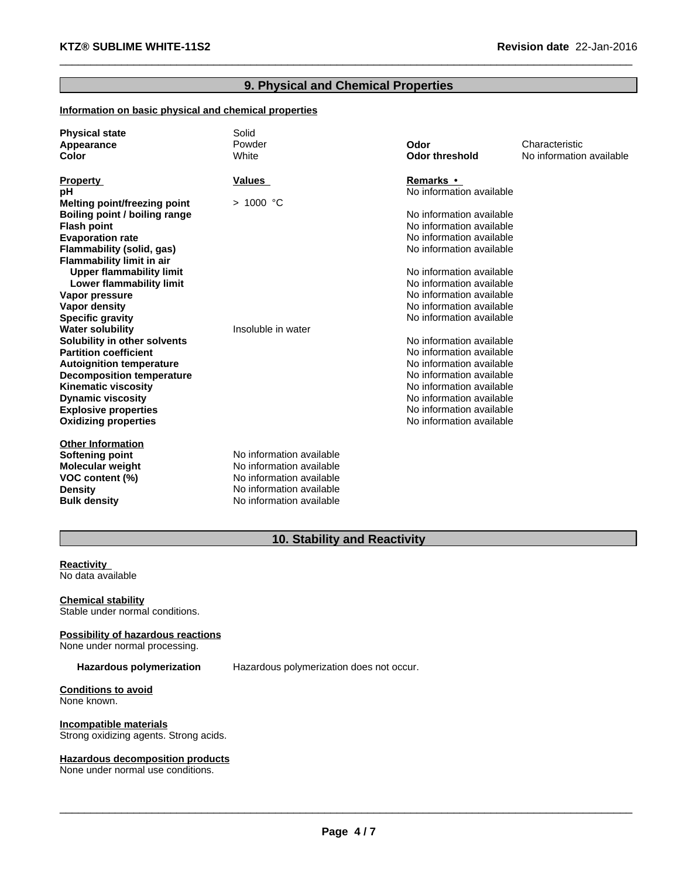## 9. Physical and Chemical Properties

**Information on basic physical and chemical properties**

| | | | |
|---|---|---|---|
| **Physical state** | Solid | | |
| **Appearance** | Powder | **Odor** | Characteristic |
| **Color** | White | **Odor threshold** | No information available |

| **Property** | **Values** | **Remarks • ** |
|---|---|---|
| **pH** | | No information available |
| **Melting point/freezing point** | > 1000 °C | |
| **Boiling point / boiling range** | | No information available |
| **Flash point** | | No information available |
| **Evaporation rate** | | No information available |
| **Flammability (solid, gas)** | | No information available |
| **Flammability limit in air** | | |
| **Upper flammability limit** | | No information available |
| **Lower flammability limit** | | No information available |
| **Vapor pressure** | | No information available |
| **Vapor density** | | No information available |
| **Specific gravity** | | No information available |
| **Water solubility** | Insoluble in water | |
| **Solubility in other solvents** | | No information available |
| **Partition coefficient** | | No information available |
| **Autoignition temperature** | | No information available |
| **Decomposition temperature** | | No information available |
| **Kinematic viscosity** | | No information available |
| **Dynamic viscosity** | | No information available |
| **Explosive properties** | | No information available |
| **Oxidizing properties** | | No information available |

**Other Information**

| | |
|---|---|
| **Softening point** | No information available |
| **Molecular weight** | No information available |
| **VOC content (%)** | No information available |
| **Density** | No information available |
| **Bulk density** | No information available |

## 10. Stability and Reactivity

**Reactivity**
No data available

**Chemical stability**
Stable under normal conditions.

**Possibility of hazardous reactions**
None under normal processing.

**Hazardous polymerization** Hazardous polymerization does not occur.

**Conditions to avoid**
None known.

**Incompatible materials**
Strong oxidizing agents. Strong acids.

**Hazardous decomposition products**
None under normal use conditions.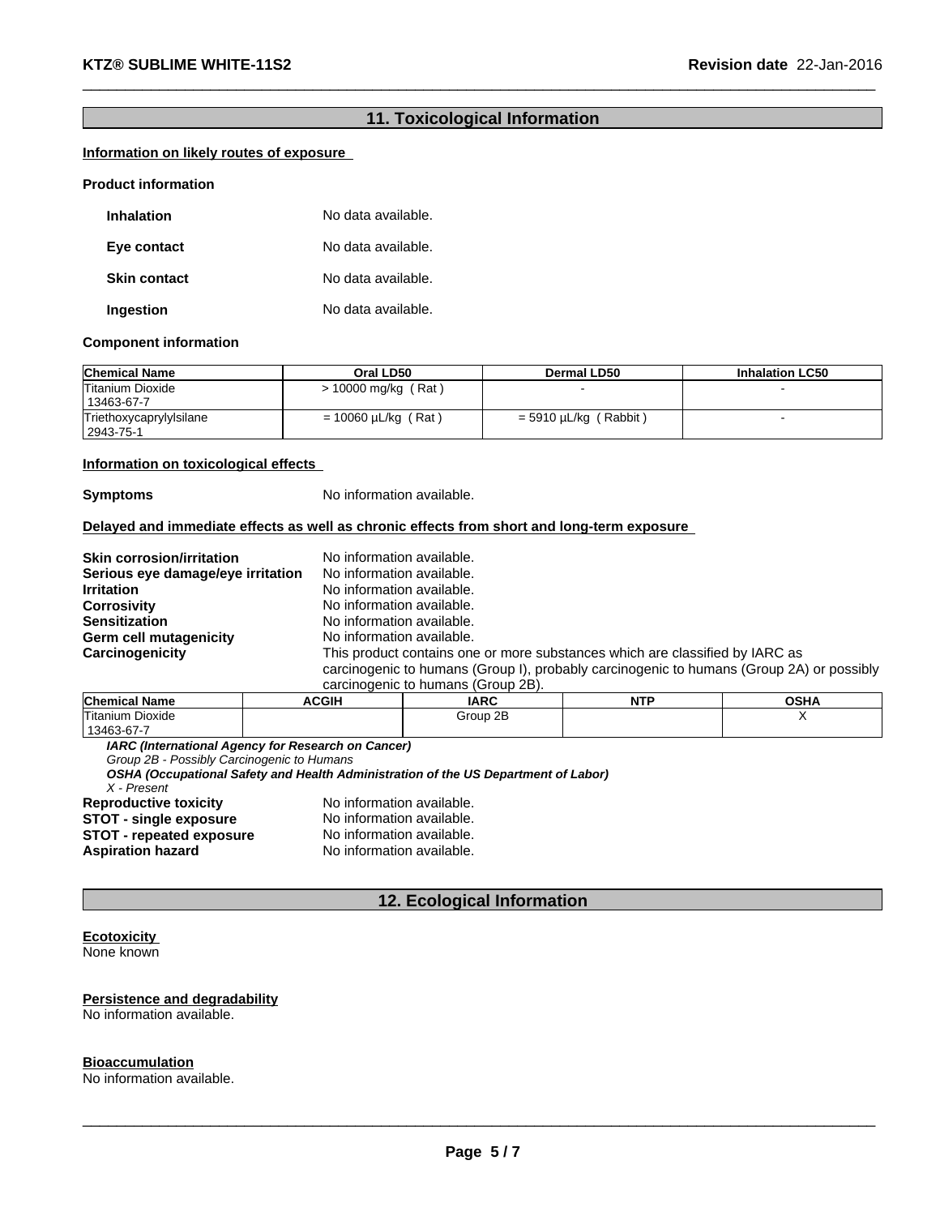## 11. Toxicological Information

**Information on likely routes of exposure**

**Product information**

**Inhalation** No data available.

**Eye contact** No data available.

**Skin contact** No data available.

**Ingestion** No data available.

**Component information**

| Chemical Name | Oral LD50 | Dermal LD50 | Inhalation LC50 |
|---|---|---|---|
| Titanium Dioxide 13463-67-7 | > 10000 mg/kg ( Rat ) | - | - |
| Triethoxycaprylylsilane 2943-75-1 | = 10060 µL/kg ( Rat ) | = 5910 µL/kg ( Rabbit ) | - |

**Information on toxicological effects**

**Symptoms** No information available.

**Delayed and immediate effects as well as chronic effects from short and long-term exposure**

**Skin corrosion/irritation** No information available.
**Serious eye damage/eye irritation** No information available.
**Irritation** No information available.
**Corrosivity** No information available.
**Sensitization** No information available.
**Germ cell mutagenicity** No information available.
**Carcinogenicity** This product contains one or more substances which are classified by IARC as carcinogenic to humans (Group I), probably carcinogenic to humans (Group 2A) or possibly carcinogenic to humans (Group 2B).

| Chemical Name | ACGIH | IARC | NTP | OSHA |
|---|---|---|---|---|
| Titanium Dioxide 13463-67-7 | | Group 2B | | X |

***IARC (International Agency for Research on Cancer)***
*Group 2B - Possibly Carcinogenic to Humans*
***OSHA (Occupational Safety and Health Administration of the US Department of Labor)***
*X - Present*

**Reproductive toxicity** No information available.
**STOT - single exposure** No information available.
**STOT - repeated exposure** No information available.
**Aspiration hazard** No information available.

## 12. Ecological Information

**Ecotoxicity**
None known

**Persistence and degradability**
No information available.

**Bioaccumulation**
No information available.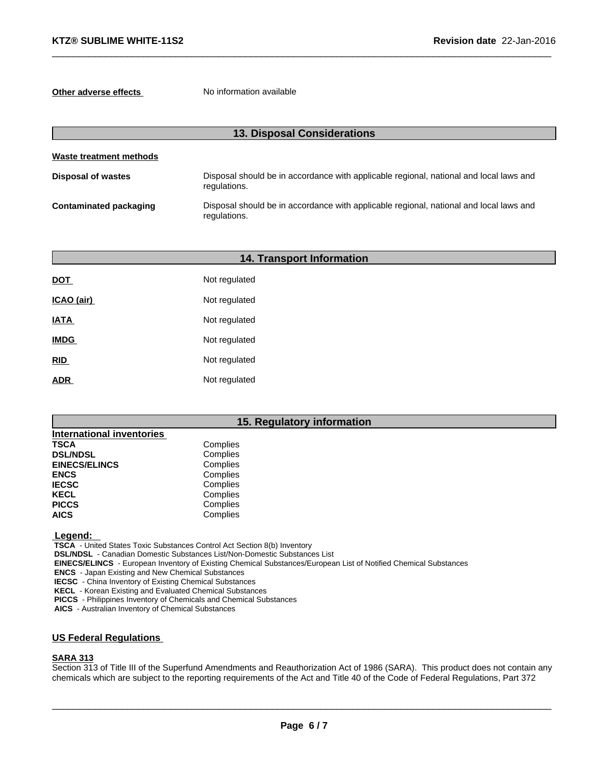**Other adverse effects** No information available

## 13. Disposal Considerations

**Waste treatment methods**

| | |
|---|---|
| **Disposal of wastes** | Disposal should be in accordance with applicable regional, national and local laws and regulations. |
| **Contaminated packaging** | Disposal should be in accordance with applicable regional, national and local laws and regulations. |

## 14. Transport Information

| | |
|---|---|
| **DOT** | Not regulated |
| **ICAO (air)** | Not regulated |
| **IATA** | Not regulated |
| **IMDG** | Not regulated |
| **RID** | Not regulated |
| **ADR** | Not regulated |

## 15. Regulatory information

**International inventories**

| | |
|---|---|
| **TSCA** | Complies |
| **DSL/NDSL** | Complies |
| **EINECS/ELINCS** | Complies |
| **ENCS** | Complies |
| **IECSC** | Complies |
| **KECL** | Complies |
| **PICCS** | Complies |
| **AICS** | Complies |

**Legend:**

**TSCA** - United States Toxic Substances Control Act Section 8(b) Inventory
**DSL/NDSL** - Canadian Domestic Substances List/Non-Domestic Substances List
**EINECS/ELINCS** - European Inventory of Existing Chemical Substances/European List of Notified Chemical Substances
**ENCS** - Japan Existing and New Chemical Substances
**IECSC** - China Inventory of Existing Chemical Substances
**KECL** - Korean Existing and Evaluated Chemical Substances
**PICCS** - Philippines Inventory of Chemicals and Chemical Substances
**AICS** - Australian Inventory of Chemical Substances

**US Federal Regulations**

**SARA 313**

Section 313 of Title III of the Superfund Amendments and Reauthorization Act of 1986 (SARA). This product does not contain any chemicals which are subject to the reporting requirements of the Act and Title 40 of the Code of Federal Regulations, Part 372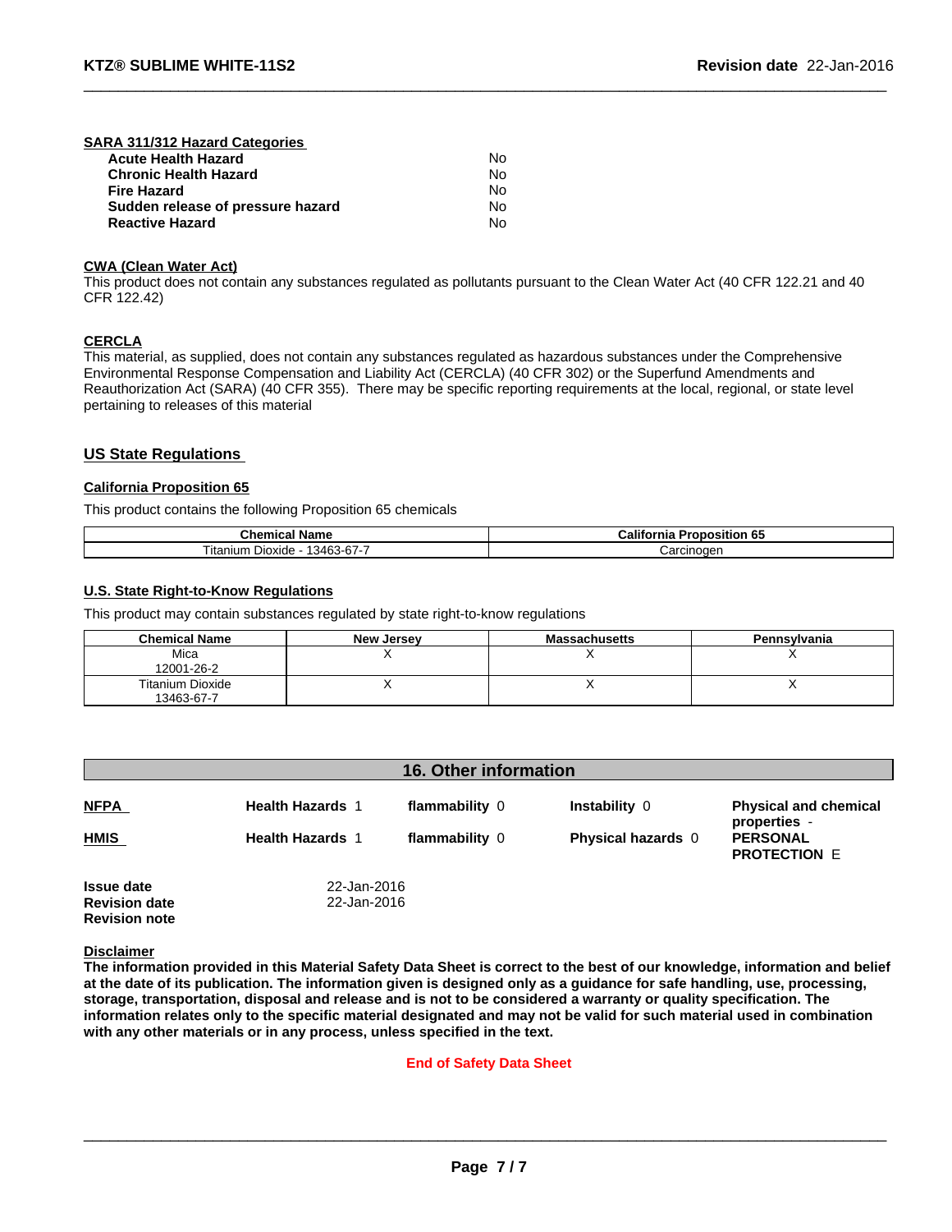**SARA 311/312 Hazard Categories**

| | |
|---|---|
| **Acute Health Hazard** | No |
| **Chronic Health Hazard** | No |
| **Fire Hazard** | No |
| **Sudden release of pressure hazard** | No |
| **Reactive Hazard** | No |

**CWA (Clean Water Act)**

This product does not contain any substances regulated as pollutants pursuant to the Clean Water Act (40 CFR 122.21 and 40 CFR 122.42)

**CERCLA**

This material, as supplied, does not contain any substances regulated as hazardous substances under the Comprehensive Environmental Response Compensation and Liability Act (CERCLA) (40 CFR 302) or the Superfund Amendments and Reauthorization Act (SARA) (40 CFR 355). There may be specific reporting requirements at the local, regional, or state level pertaining to releases of this material

## US State Regulations

**California Proposition 65**

This product contains the following Proposition 65 chemicals

| Chemical Name | California Proposition 65 |
|---|---|
| Titanium Dioxide - 13463-67-7 | Carcinogen |

**U.S. State Right-to-Know Regulations**

This product may contain substances regulated by state right-to-know regulations

| Chemical Name | New Jersey | Massachusetts | Pennsylvania |
|---|---|---|---|
| Mica 12001-26-2 | X | X | X |
| Titanium Dioxide 13463-67-7 | X | X | X |

## 16. Other information

| | | | | |
|---|---|---|---|---|
| **NFPA** | **Health Hazards** 1 | **flammability** 0 | **Instability** 0 | **Physical and chemical properties** - |
| **HMIS** | **Health Hazards** 1 | **flammability** 0 | **Physical hazards** 0 | **PERSONAL PROTECTION** E |

**Issue date** 22-Jan-2016
**Revision date** 22-Jan-2016
**Revision note**

**Disclaimer**

**The information provided in this Material Safety Data Sheet is correct to the best of our knowledge, information and belief at the date of its publication. The information given is designed only as a guidance for safe handling, use, processing, storage, transportation, disposal and release and is not to be considered a warranty or quality specification. The information relates only to the specific material designated and may not be valid for such material used in combination with any other materials or in any process, unless specified in the text.**

**End of Safety Data Sheet**